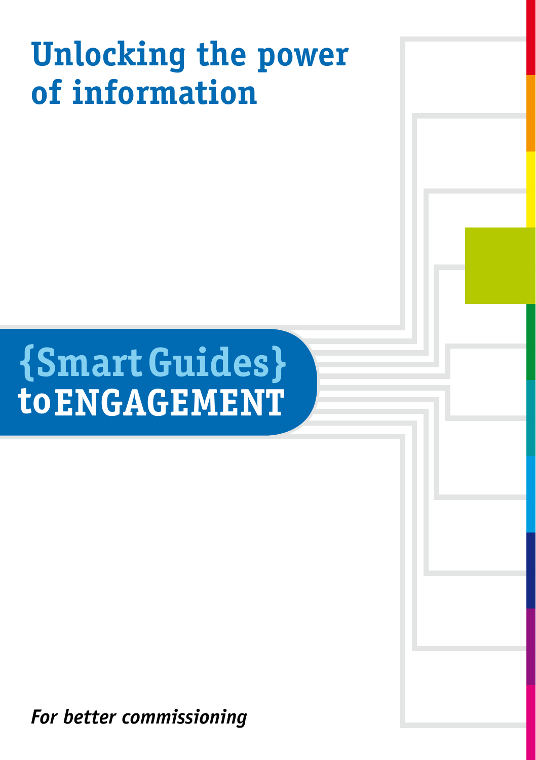# Unlocking the power of information

## {Smart Guides} to ENGAGEMENT

*For better commissioning*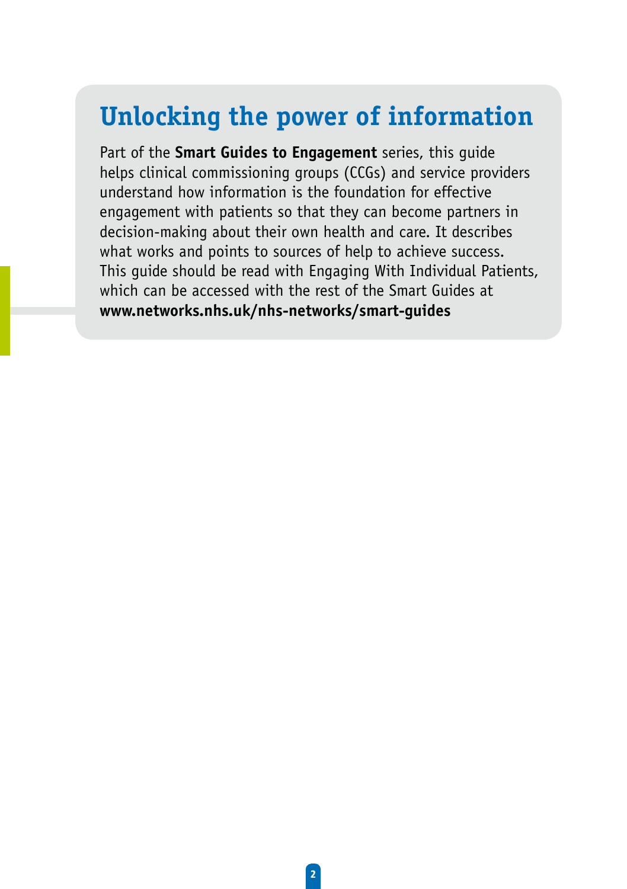# Unlocking the power of information

Part of the **Smart Guides to Engagement** series, this guide helps clinical commissioning groups (CCGs) and service providers understand how information is the foundation for effective engagement with patients so that they can become partners in decision-making about their own health and care. It describes what works and points to sources of help to achieve success. This guide should be read with Engaging With Individual Patients, which can be accessed with the rest of the Smart Guides at **www.networks.nhs.uk/nhs-networks/smart-guides**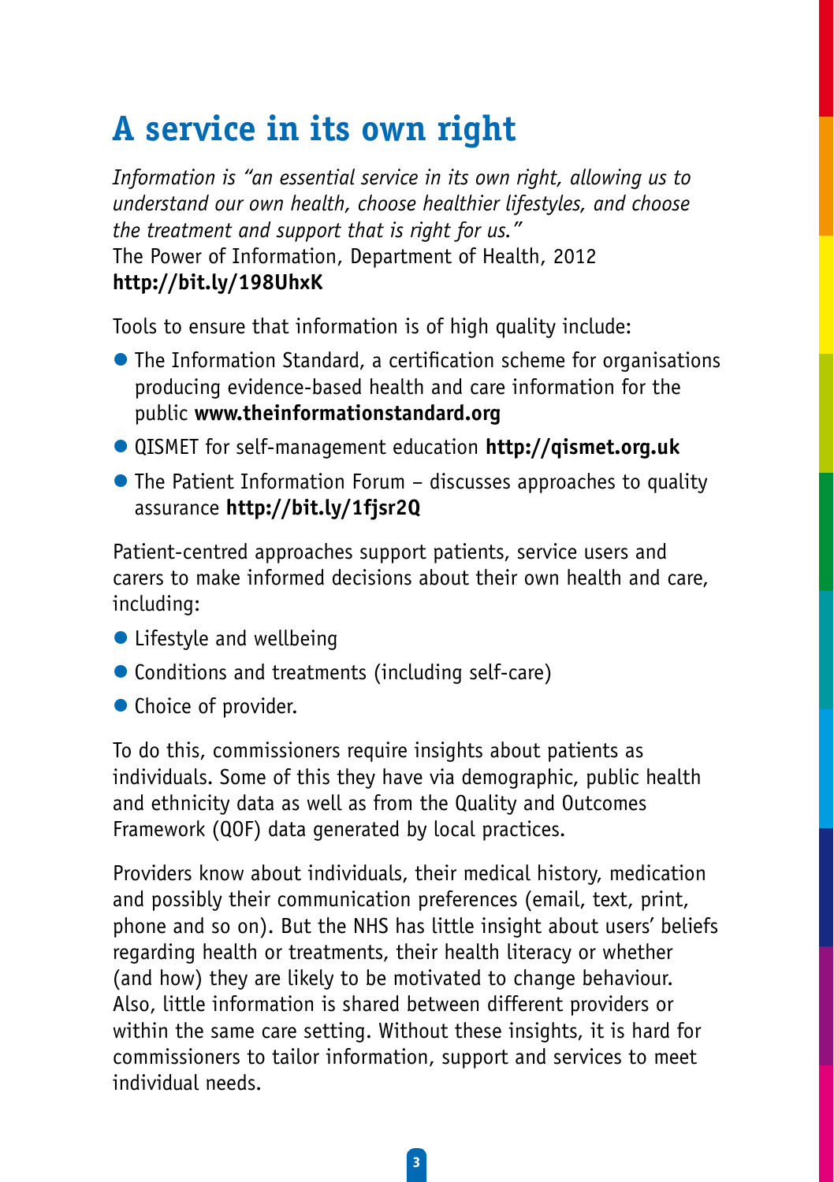# A service in its own right

*Information is "an essential service in its own right, allowing us to understand our own health, choose healthier lifestyles, and choose the treatment and support that is right for us."*
The Power of Information, Department of Health, 2012
**http://bit.ly/198UhxK**

Tools to ensure that information is of high quality include:

- The Information Standard, a certification scheme for organisations producing evidence-based health and care information for the public **www.theinformationstandard.org**
- QISMET for self-management education **http://qismet.org.uk**
- The Patient Information Forum – discusses approaches to quality assurance **http://bit.ly/1fjsr2Q**

Patient-centred approaches support patients, service users and carers to make informed decisions about their own health and care, including:

- Lifestyle and wellbeing
- Conditions and treatments (including self-care)
- Choice of provider.

To do this, commissioners require insights about patients as individuals. Some of this they have via demographic, public health and ethnicity data as well as from the Quality and Outcomes Framework (QOF) data generated by local practices.

Providers know about individuals, their medical history, medication and possibly their communication preferences (email, text, print, phone and so on). But the NHS has little insight about users' beliefs regarding health or treatments, their health literacy or whether (and how) they are likely to be motivated to change behaviour. Also, little information is shared between different providers or within the same care setting. Without these insights, it is hard for commissioners to tailor information, support and services to meet individual needs.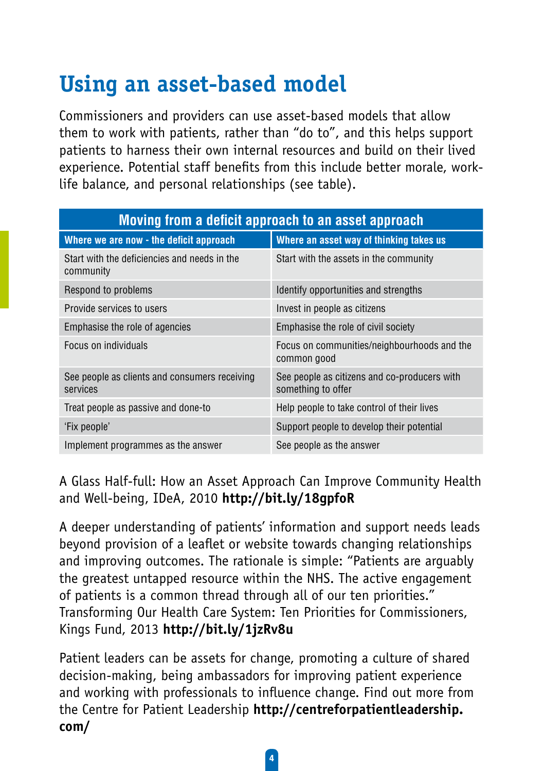# Using an asset-based model

Commissioners and providers can use asset-based models that allow them to work with patients, rather than "do to", and this helps support patients to harness their own internal resources and build on their lived experience. Potential staff benefits from this include better morale, work-life balance, and personal relationships (see table).

| Moving from a deficit approach to an asset approach | |
|---|---|
| **Where we are now - the deficit approach** | **Where an asset way of thinking takes us** |
| Start with the deficiencies and needs in the community | Start with the assets in the community |
| Respond to problems | Identify opportunities and strengths |
| Provide services to users | Invest in people as citizens |
| Emphasise the role of agencies | Emphasise the role of civil society |
| Focus on individuals | Focus on communities/neighbourhoods and the common good |
| See people as clients and consumers receiving services | See people as citizens and co-producers with something to offer |
| Treat people as passive and done-to | Help people to take control of their lives |
| 'Fix people' | Support people to develop their potential |
| Implement programmes as the answer | See people as the answer |

A Glass Half-full: How an Asset Approach Can Improve Community Health and Well-being, IDeA, 2010 **http://bit.ly/18gpfoR**

A deeper understanding of patients' information and support needs leads beyond provision of a leaflet or website towards changing relationships and improving outcomes. The rationale is simple: "Patients are arguably the greatest untapped resource within the NHS. The active engagement of patients is a common thread through all of our ten priorities." Transforming Our Health Care System: Ten Priorities for Commissioners, Kings Fund, 2013 **http://bit.ly/1jzRv8u**

Patient leaders can be assets for change, promoting a culture of shared decision-making, being ambassadors for improving patient experience and working with professionals to influence change. Find out more from the Centre for Patient Leadership **http://centreforpatientleadership.com/**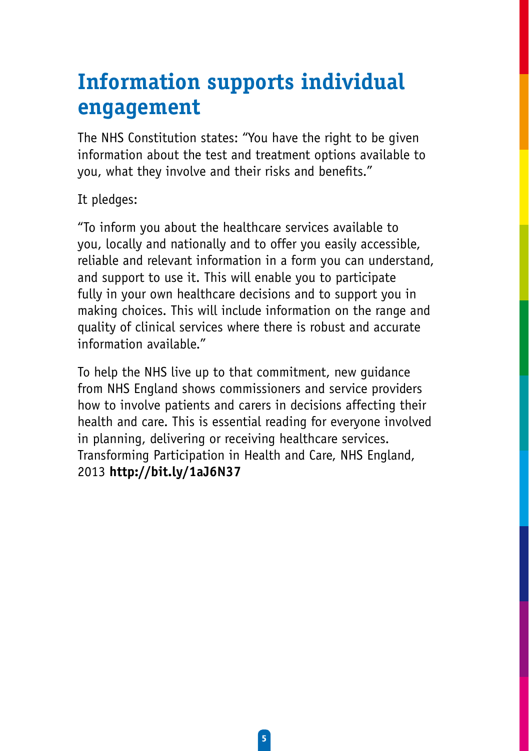# Information supports individual engagement

The NHS Constitution states: "You have the right to be given information about the test and treatment options available to you, what they involve and their risks and benefits."

It pledges:

"To inform you about the healthcare services available to you, locally and nationally and to offer you easily accessible, reliable and relevant information in a form you can understand, and support to use it. This will enable you to participate fully in your own healthcare decisions and to support you in making choices. This will include information on the range and quality of clinical services where there is robust and accurate information available."

To help the NHS live up to that commitment, new guidance from NHS England shows commissioners and service providers how to involve patients and carers in decisions affecting their health and care. This is essential reading for everyone involved in planning, delivering or receiving healthcare services. Transforming Participation in Health and Care, NHS England, 2013 **http://bit.ly/1aJ6N37**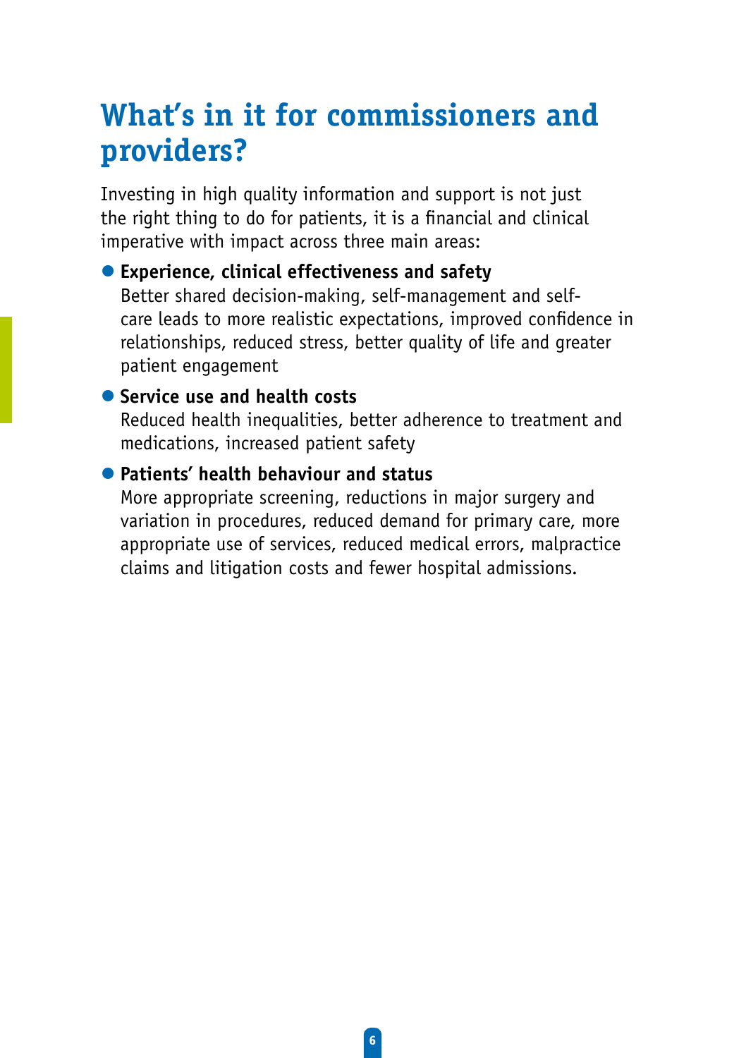# What's in it for commissioners and providers?

Investing in high quality information and support is not just the right thing to do for patients, it is a financial and clinical imperative with impact across three main areas:

- **Experience, clinical effectiveness and safety**
  Better shared decision-making, self-management and self-care leads to more realistic expectations, improved confidence in relationships, reduced stress, better quality of life and greater patient engagement
- **Service use and health costs**
  Reduced health inequalities, better adherence to treatment and medications, increased patient safety
- **Patients' health behaviour and status**
  More appropriate screening, reductions in major surgery and variation in procedures, reduced demand for primary care, more appropriate use of services, reduced medical errors, malpractice claims and litigation costs and fewer hospital admissions.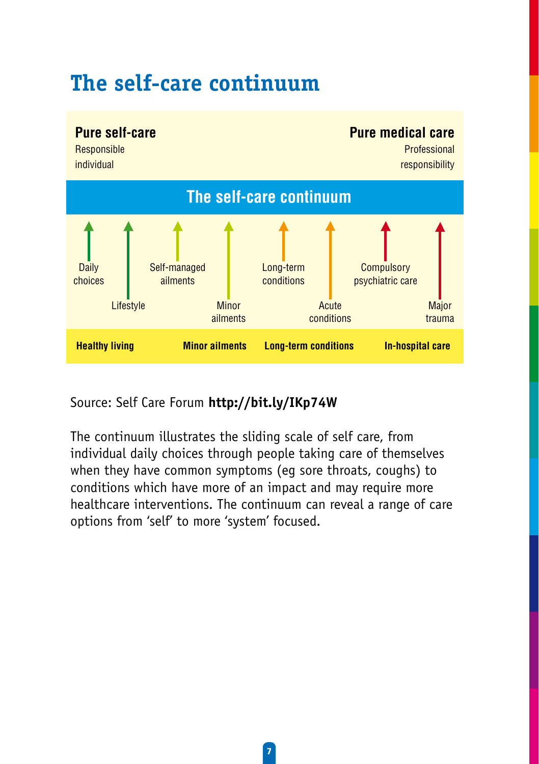# The self-care continuum

**Pure self-care**
Responsible individual

**Pure medical care**
Professional responsibility

**The self-care continuum**

Daily choices

Lifestyle

Self-managed ailments

Minor ailments

Long-term conditions

Acute conditions

Compulsory psychiatric care

Major trauma

**Healthy living** | **Minor ailments** | **Long-term conditions** | **In-hospital care**

Source: Self Care Forum **http://bit.ly/IKp74W**

The continuum illustrates the sliding scale of self care, from individual daily choices through people taking care of themselves when they have common symptoms (eg sore throats, coughs) to conditions which have more of an impact and may require more healthcare interventions. The continuum can reveal a range of care options from 'self' to more 'system' focused.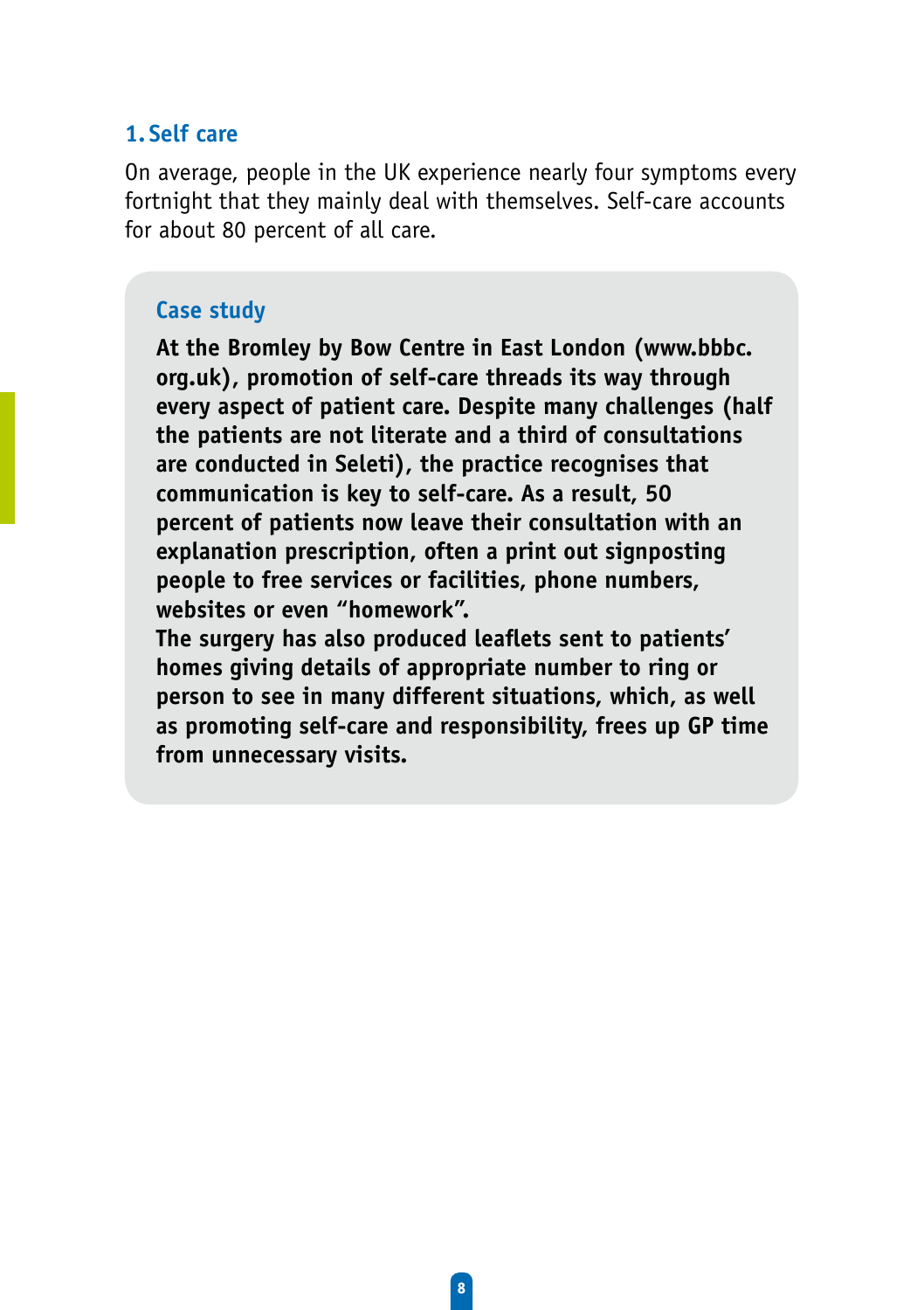## 1. Self care

On average, people in the UK experience nearly four symptoms every fortnight that they mainly deal with themselves. Self-care accounts for about 80 percent of all care.

### Case study

**At the Bromley by Bow Centre in East London (www.bbbc.org.uk), promotion of self-care threads its way through every aspect of patient care. Despite many challenges (half the patients are not literate and a third of consultations are conducted in Seleti), the practice recognises that communication is key to self-care. As a result, 50 percent of patients now leave their consultation with an explanation prescription, often a print out signposting people to free services or facilities, phone numbers, websites or even "homework".**

**The surgery has also produced leaflets sent to patients' homes giving details of appropriate number to ring or person to see in many different situations, which, as well as promoting self-care and responsibility, frees up GP time from unnecessary visits.**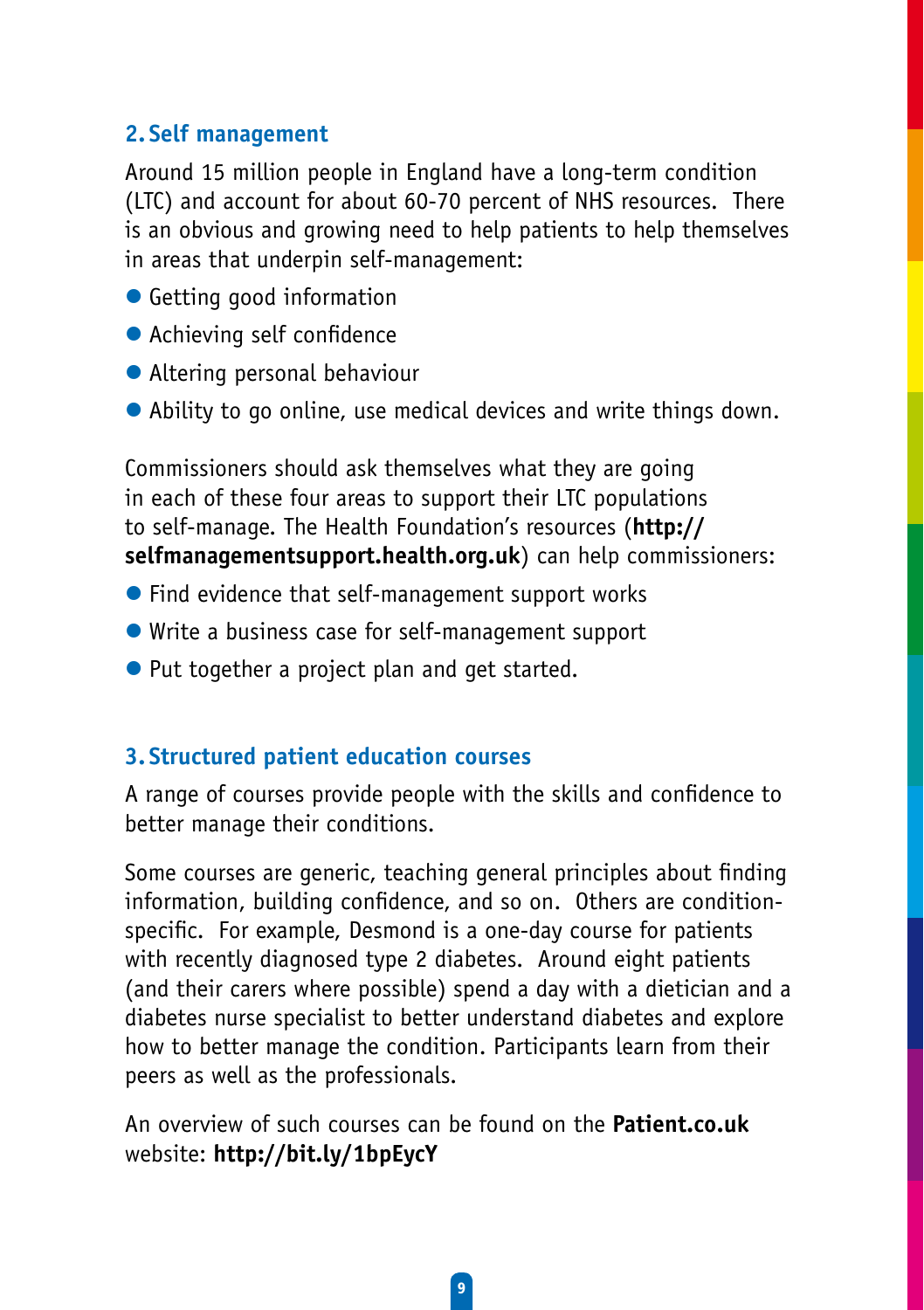## 2. Self management

Around 15 million people in England have a long-term condition (LTC) and account for about 60-70 percent of NHS resources. There is an obvious and growing need to help patients to help themselves in areas that underpin self-management:

- Getting good information
- Achieving self confidence
- Altering personal behaviour
- Ability to go online, use medical devices and write things down.

Commissioners should ask themselves what they are going in each of these four areas to support their LTC populations to self-manage. The Health Foundation's resources (**http://selfmanagementsupport.health.org.uk**) can help commissioners:

- Find evidence that self-management support works
- Write a business case for self-management support
- Put together a project plan and get started.

## 3. Structured patient education courses

A range of courses provide people with the skills and confidence to better manage their conditions.

Some courses are generic, teaching general principles about finding information, building confidence, and so on. Others are condition-specific. For example, Desmond is a one-day course for patients with recently diagnosed type 2 diabetes. Around eight patients (and their carers where possible) spend a day with a dietician and a diabetes nurse specialist to better understand diabetes and explore how to better manage the condition. Participants learn from their peers as well as the professionals.

An overview of such courses can be found on the **Patient.co.uk** website: **http://bit.ly/1bpEycY**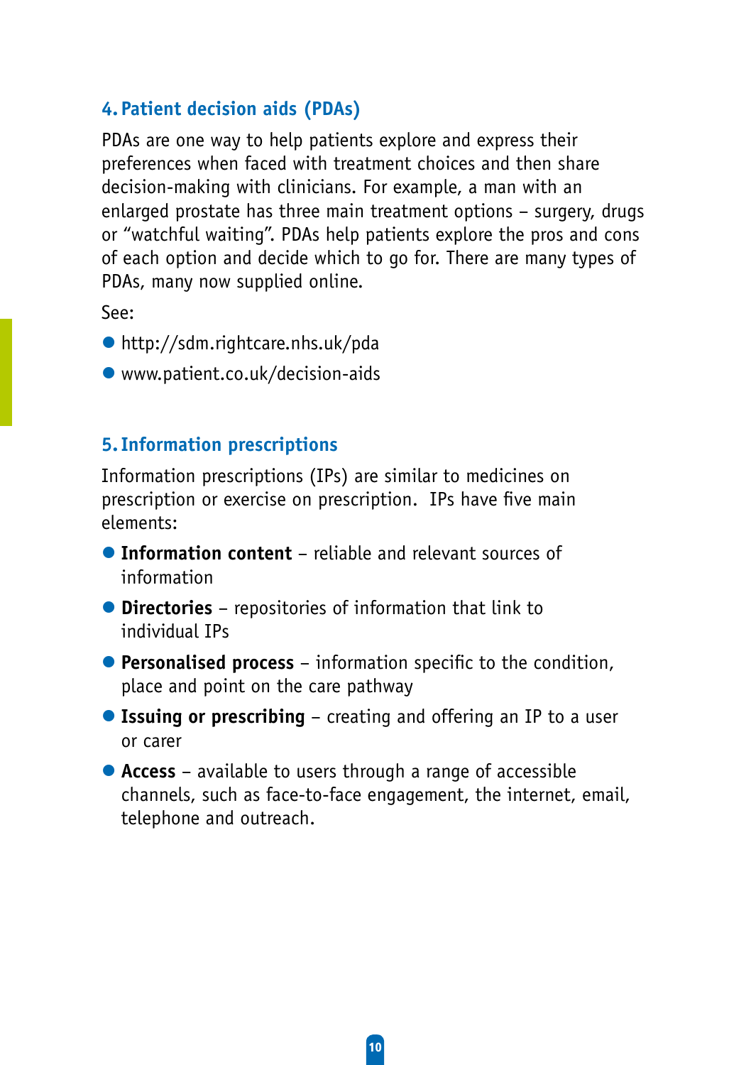## 4. Patient decision aids (PDAs)

PDAs are one way to help patients explore and express their preferences when faced with treatment choices and then share decision-making with clinicians. For example, a man with an enlarged prostate has three main treatment options – surgery, drugs or "watchful waiting". PDAs help patients explore the pros and cons of each option and decide which to go for. There are many types of PDAs, many now supplied online.

See:

- http://sdm.rightcare.nhs.uk/pda
- www.patient.co.uk/decision-aids

## 5. Information prescriptions

Information prescriptions (IPs) are similar to medicines on prescription or exercise on prescription.  IPs have five main elements:

- **Information content** – reliable and relevant sources of information
- **Directories** – repositories of information that link to individual IPs
- **Personalised process** – information specific to the condition, place and point on the care pathway
- **Issuing or prescribing** – creating and offering an IP to a user or carer
- **Access** – available to users through a range of accessible channels, such as face-to-face engagement, the internet, email, telephone and outreach.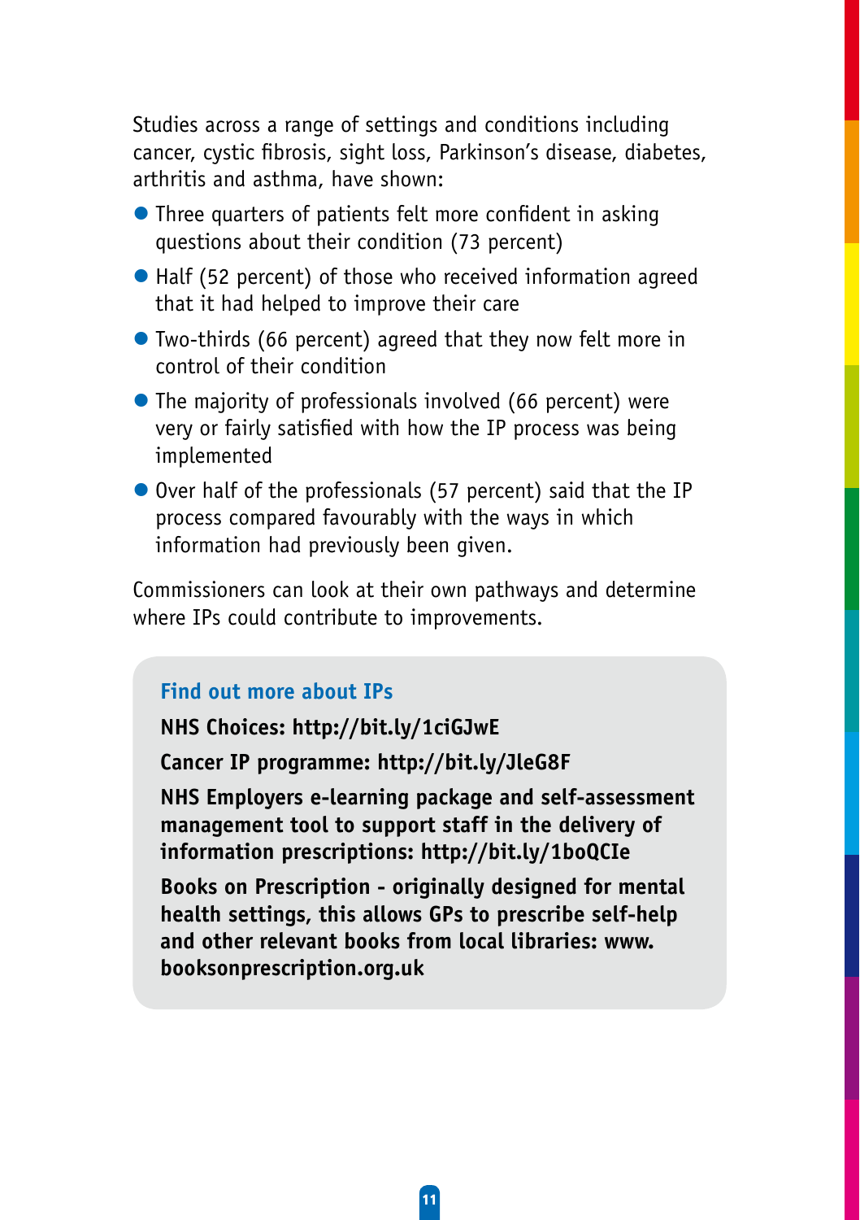Studies across a range of settings and conditions including cancer, cystic fibrosis, sight loss, Parkinson's disease, diabetes, arthritis and asthma, have shown:

- Three quarters of patients felt more confident in asking questions about their condition (73 percent)
- Half (52 percent) of those who received information agreed that it had helped to improve their care
- Two-thirds (66 percent) agreed that they now felt more in control of their condition
- The majority of professionals involved (66 percent) were very or fairly satisfied with how the IP process was being implemented
- Over half of the professionals (57 percent) said that the IP process compared favourably with the ways in which information had previously been given.

Commissioners can look at their own pathways and determine where IPs could contribute to improvements.

### Find out more about IPs

**NHS Choices: http://bit.ly/1ciGJwE**

**Cancer IP programme: http://bit.ly/JleG8F**

**NHS Employers e-learning package and self-assessment management tool to support staff in the delivery of information prescriptions: http://bit.ly/1boQCIe**

**Books on Prescription - originally designed for mental health settings, this allows GPs to prescribe self-help and other relevant books from local libraries: www.booksonprescription.org.uk**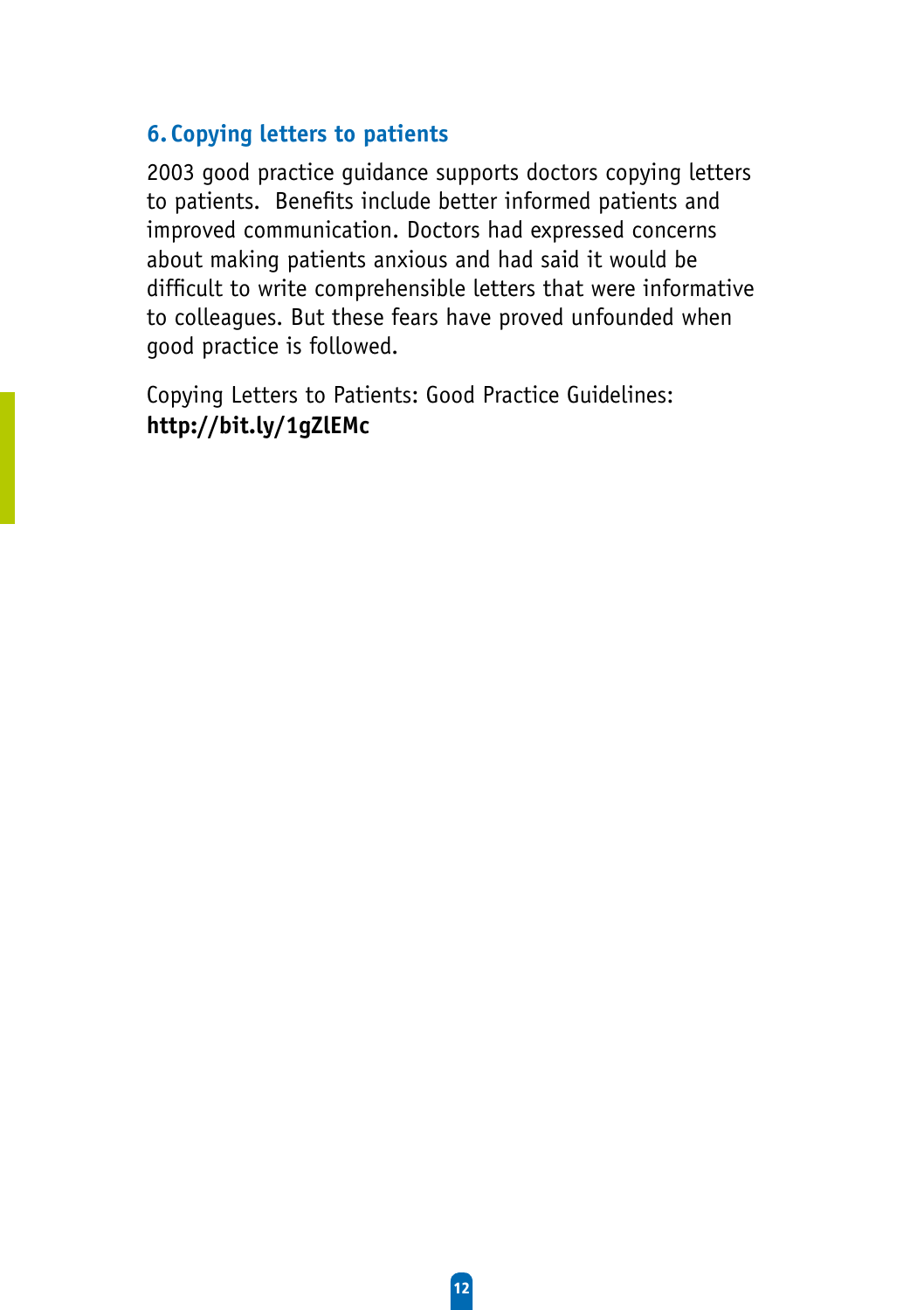## 6. Copying letters to patients

2003 good practice guidance supports doctors copying letters to patients. Benefits include better informed patients and improved communication. Doctors had expressed concerns about making patients anxious and had said it would be difficult to write comprehensible letters that were informative to colleagues. But these fears have proved unfounded when good practice is followed.

Copying Letters to Patients: Good Practice Guidelines:
**http://bit.ly/1gZlEMc**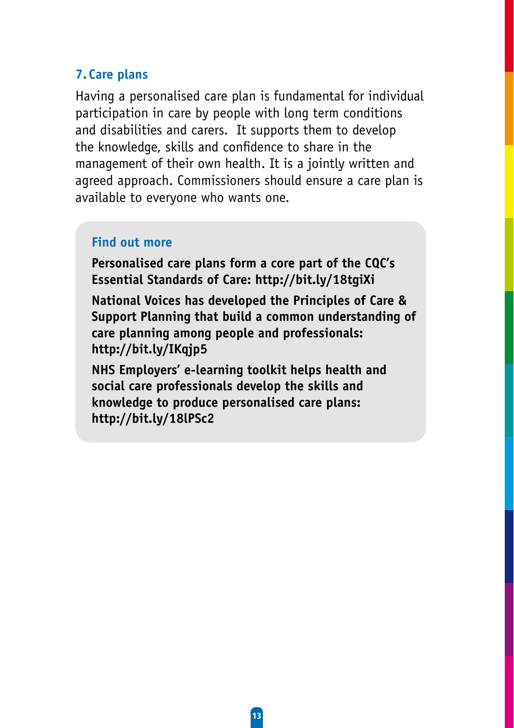## 7. Care plans

Having a personalised care plan is fundamental for individual participation in care by people with long term conditions and disabilities and carers. It supports them to develop the knowledge, skills and confidence to share in the management of their own health. It is a jointly written and agreed approach. Commissioners should ensure a care plan is available to everyone who wants one.

### Find out more

**Personalised care plans form a core part of the CQC's Essential Standards of Care: http://bit.ly/18tgiXi**

**National Voices has developed the Principles of Care & Support Planning that build a common understanding of care planning among people and professionals: http://bit.ly/IKqjp5**

**NHS Employers' e-learning toolkit helps health and social care professionals develop the skills and knowledge to produce personalised care plans: http://bit.ly/18lPSc2**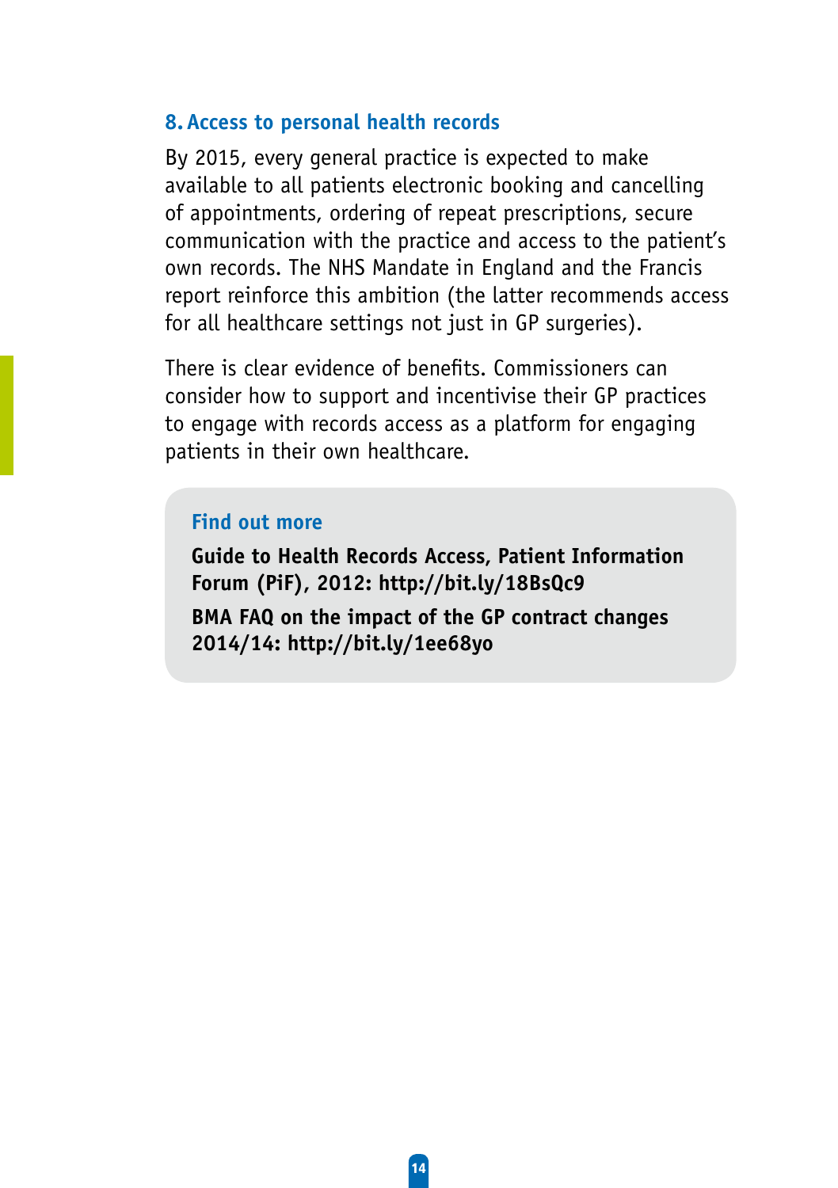## 8. Access to personal health records

By 2015, every general practice is expected to make available to all patients electronic booking and cancelling of appointments, ordering of repeat prescriptions, secure communication with the practice and access to the patient's own records. The NHS Mandate in England and the Francis report reinforce this ambition (the latter recommends access for all healthcare settings not just in GP surgeries).

There is clear evidence of benefits. Commissioners can consider how to support and incentivise their GP practices to engage with records access as a platform for engaging patients in their own healthcare.

### Find out more

**Guide to Health Records Access, Patient Information Forum (PiF), 2012: http://bit.ly/18BsQc9**

**BMA FAQ on the impact of the GP contract changes 2014/14: http://bit.ly/1ee68yo**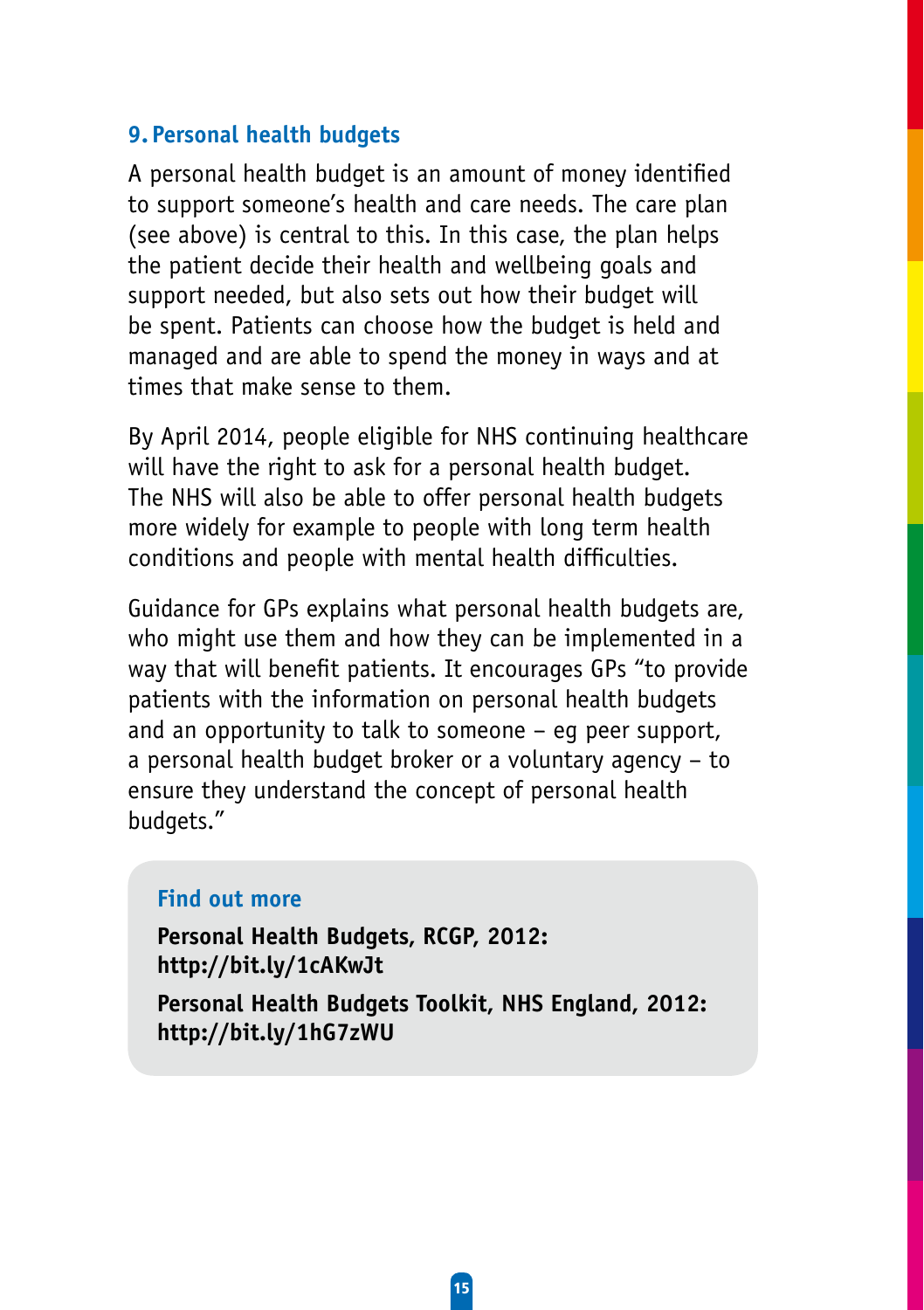### 9. Personal health budgets

A personal health budget is an amount of money identified to support someone's health and care needs. The care plan (see above) is central to this. In this case, the plan helps the patient decide their health and wellbeing goals and support needed, but also sets out how their budget will be spent. Patients can choose how the budget is held and managed and are able to spend the money in ways and at times that make sense to them.

By April 2014, people eligible for NHS continuing healthcare will have the right to ask for a personal health budget. The NHS will also be able to offer personal health budgets more widely for example to people with long term health conditions and people with mental health difficulties.

Guidance for GPs explains what personal health budgets are, who might use them and how they can be implemented in a way that will benefit patients. It encourages GPs "to provide patients with the information on personal health budgets and an opportunity to talk to someone – eg peer support, a personal health budget broker or a voluntary agency – to ensure they understand the concept of personal health budgets."

#### Find out more

**Personal Health Budgets, RCGP, 2012: http://bit.ly/1cAKwJt**

**Personal Health Budgets Toolkit, NHS England, 2012: http://bit.ly/1hG7zWU**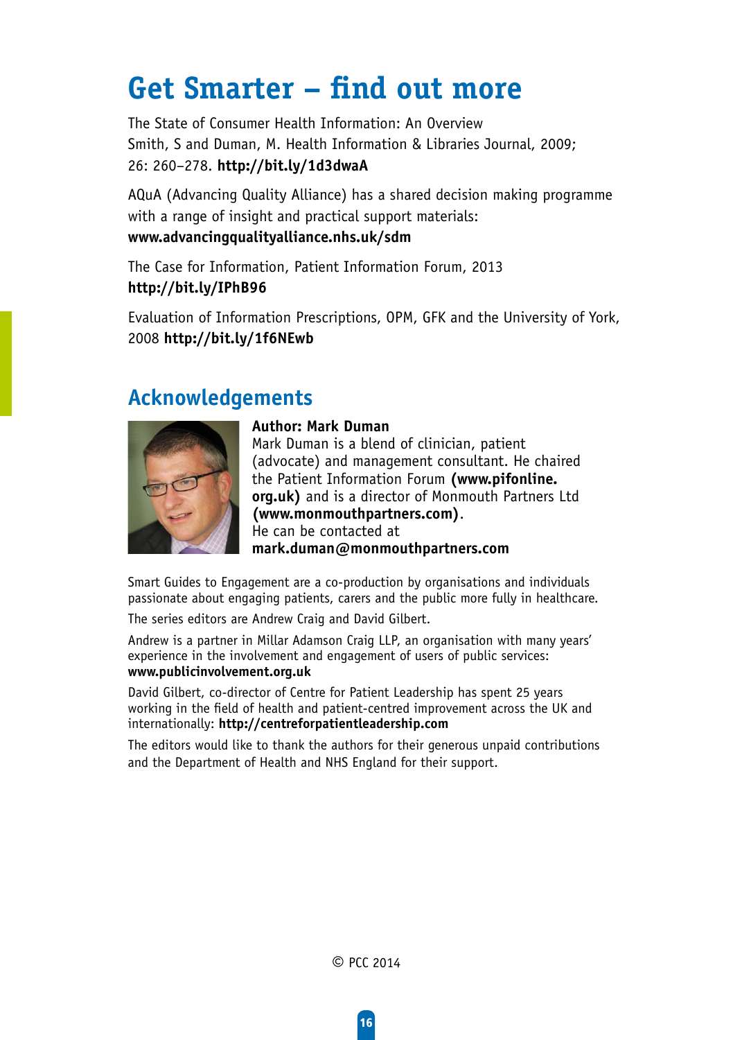# Get Smarter – find out more

The State of Consumer Health Information: An Overview
Smith, S and Duman, M. Health Information & Libraries Journal, 2009; 26: 260–278. **http://bit.ly/1d3dwaA**

AQuA (Advancing Quality Alliance) has a shared decision making programme with a range of insight and practical support materials:
**www.advancingqualityalliance.nhs.uk/sdm**

The Case for Information, Patient Information Forum, 2013
**http://bit.ly/IPhB96**

Evaluation of Information Prescriptions, OPM, GFK and the University of York, 2008 **http://bit.ly/1f6NEwb**

## Acknowledgements

**Author: Mark Duman**
Mark Duman is a blend of clinician, patient (advocate) and management consultant. He chaired the Patient Information Forum **(www.pifonline.org.uk)** and is a director of Monmouth Partners Ltd **(www.monmouthpartners.com)**.
He can be contacted at
**mark.duman@monmouthpartners.com**

Smart Guides to Engagement are a co-production by organisations and individuals passionate about engaging patients, carers and the public more fully in healthcare.

The series editors are Andrew Craig and David Gilbert.

Andrew is a partner in Millar Adamson Craig LLP, an organisation with many years' experience in the involvement and engagement of users of public services:
**www.publicinvolvement.org.uk**

David Gilbert, co-director of Centre for Patient Leadership has spent 25 years working in the field of health and patient-centred improvement across the UK and internationally: **http://centreforpatientleadership.com**

The editors would like to thank the authors for their generous unpaid contributions and the Department of Health and NHS England for their support.

© PCC 2014